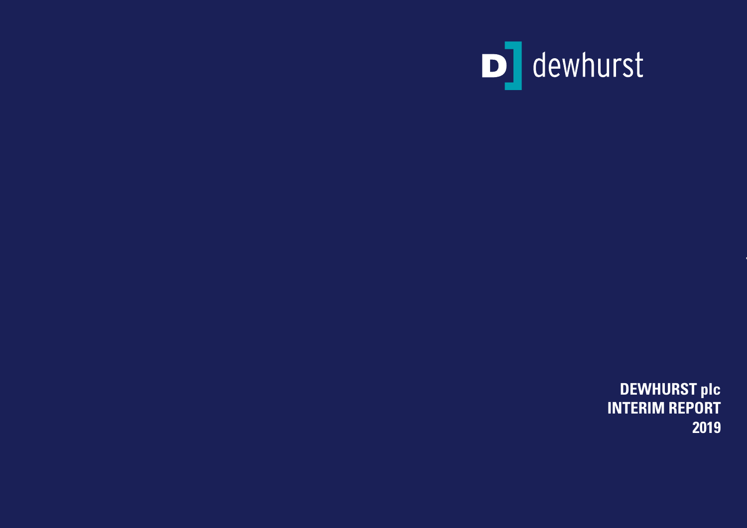D dewhurst

**DEWHURST plc**
**INTERIM REPORT**
**2019**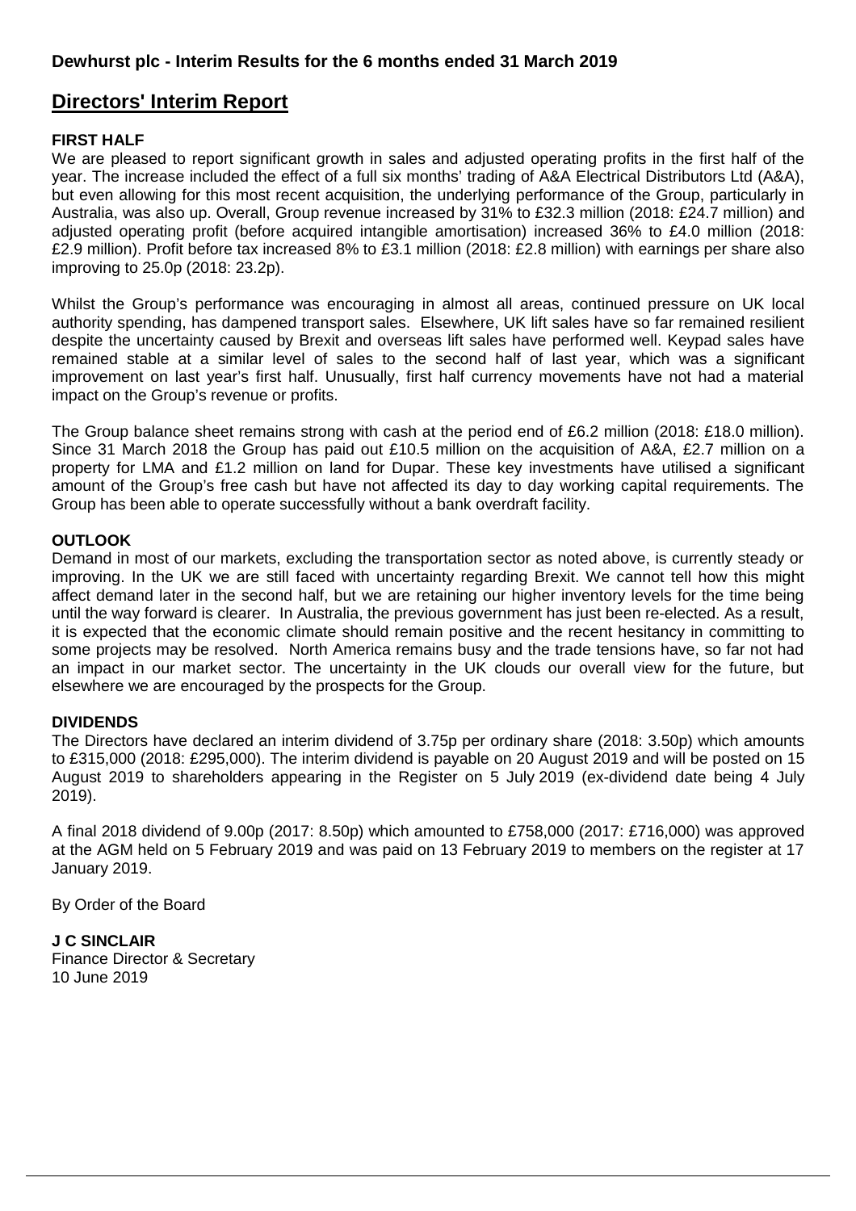## Dewhurst plc - Interim Results for the 6 months ended 31 March 2019

# Directors' Interim Report

**FIRST HALF**

We are pleased to report significant growth in sales and adjusted operating profits in the first half of the year. The increase included the effect of a full six months' trading of A&A Electrical Distributors Ltd (A&A), but even allowing for this most recent acquisition, the underlying performance of the Group, particularly in Australia, was also up. Overall, Group revenue increased by 31% to £32.3 million (2018: £24.7 million) and adjusted operating profit (before acquired intangible amortisation) increased 36% to £4.0 million (2018: £2.9 million). Profit before tax increased 8% to £3.1 million (2018: £2.8 million) with earnings per share also improving to 25.0p (2018: 23.2p).

Whilst the Group's performance was encouraging in almost all areas, continued pressure on UK local authority spending, has dampened transport sales. Elsewhere, UK lift sales have so far remained resilient despite the uncertainty caused by Brexit and overseas lift sales have performed well. Keypad sales have remained stable at a similar level of sales to the second half of last year, which was a significant improvement on last year's first half. Unusually, first half currency movements have not had a material impact on the Group's revenue or profits.

The Group balance sheet remains strong with cash at the period end of £6.2 million (2018: £18.0 million). Since 31 March 2018 the Group has paid out £10.5 million on the acquisition of A&A, £2.7 million on a property for LMA and £1.2 million on land for Dupar. These key investments have utilised a significant amount of the Group's free cash but have not affected its day to day working capital requirements. The Group has been able to operate successfully without a bank overdraft facility.

**OUTLOOK**

Demand in most of our markets, excluding the transportation sector as noted above, is currently steady or improving. In the UK we are still faced with uncertainty regarding Brexit. We cannot tell how this might affect demand later in the second half, but we are retaining our higher inventory levels for the time being until the way forward is clearer. In Australia, the previous government has just been re-elected. As a result, it is expected that the economic climate should remain positive and the recent hesitancy in committing to some projects may be resolved. North America remains busy and the trade tensions have, so far not had an impact in our market sector. The uncertainty in the UK clouds our overall view for the future, but elsewhere we are encouraged by the prospects for the Group.

**DIVIDENDS**

The Directors have declared an interim dividend of 3.75p per ordinary share (2018: 3.50p) which amounts to £315,000 (2018: £295,000). The interim dividend is payable on 20 August 2019 and will be posted on 15 August 2019 to shareholders appearing in the Register on 5 July 2019 (ex-dividend date being 4 July 2019).

A final 2018 dividend of 9.00p (2017: 8.50p) which amounted to £758,000 (2017: £716,000) was approved at the AGM held on 5 February 2019 and was paid on 13 February 2019 to members on the register at 17 January 2019.

By Order of the Board

**J C SINCLAIR**
Finance Director & Secretary
10 June 2019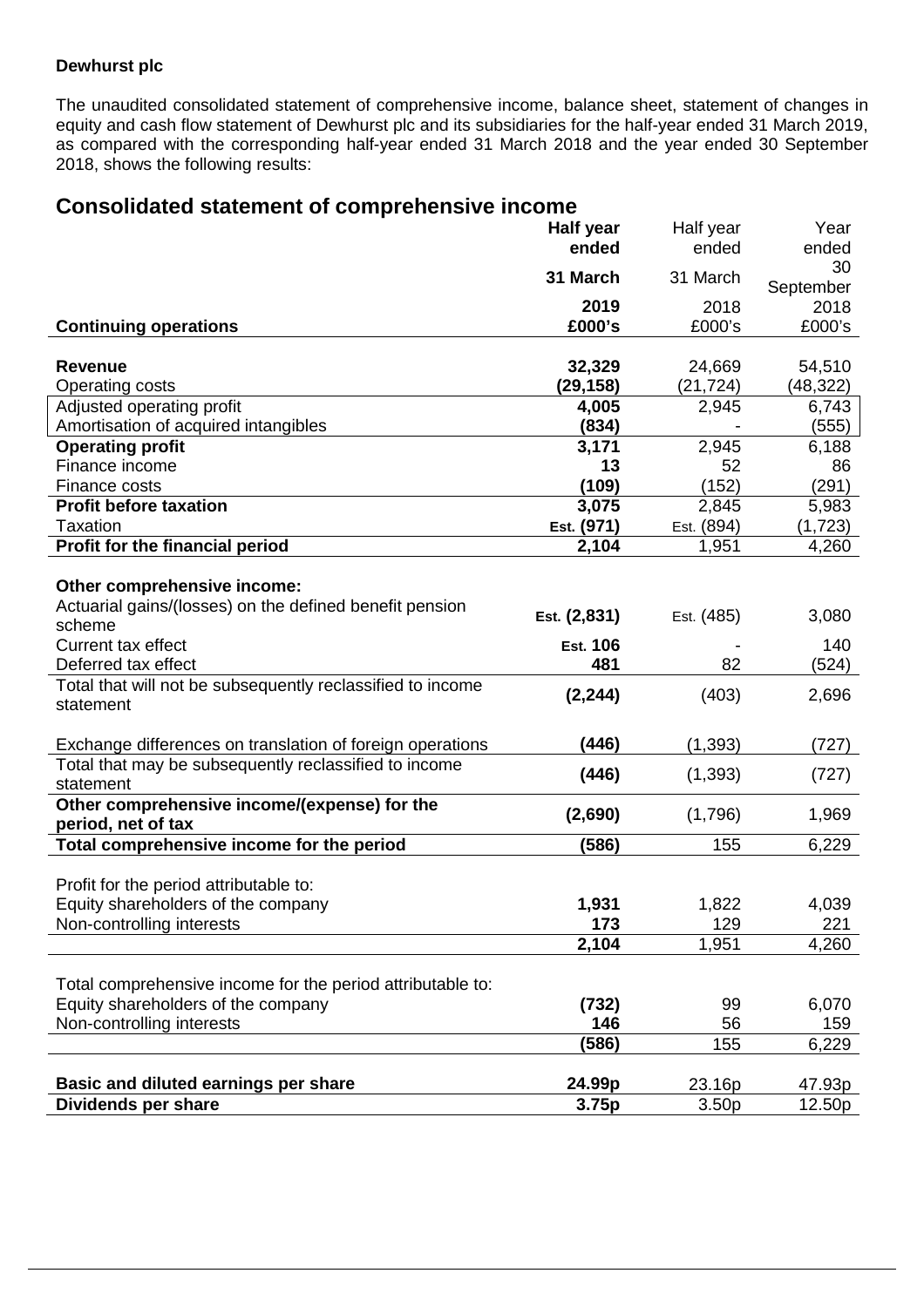**Dewhurst plc**

The unaudited consolidated statement of comprehensive income, balance sheet, statement of changes in equity and cash flow statement of Dewhurst plc and its subsidiaries for the half-year ended 31 March 2019, as compared with the corresponding half-year ended 31 March 2018 and the year ended 30 September 2018, shows the following results:

## Consolidated statement of comprehensive income

| | **Half year ended 31 March 2019** | Half year ended 31 March 2018 | Year ended 30 September 2018 |
|---|---|---|---|
| **Continuing operations** | **£000's** | £000's | £000's |
| **Revenue** | **32,329** | 24,669 | 54,510 |
| Operating costs | **(29,158)** | (21,724) | (48,322) |
| Adjusted operating profit | **4,005** | 2,945 | 6,743 |
| Amortisation of acquired intangibles | **(834)** | - | (555) |
| **Operating profit** | **3,171** | 2,945 | 6,188 |
| Finance income | **13** | 52 | 86 |
| Finance costs | **(109)** | (152) | (291) |
| **Profit before taxation** | **3,075** | 2,845 | 5,983 |
| Taxation | **Est. (971)** | Est. (894) | (1,723) |
| **Profit for the financial period** | **2,104** | 1,951 | 4,260 |
| | | | |
| **Other comprehensive income:** | | | |
| Actuarial gains/(losses) on the defined benefit pension scheme | **Est. (2,831)** | Est. (485) | 3,080 |
| Current tax effect | **Est. 106** | - | 140 |
| Deferred tax effect | **481** | 82 | (524) |
| Total that will not be subsequently reclassified to income statement | **(2,244)** | (403) | 2,696 |
| | | | |
| Exchange differences on translation of foreign operations | **(446)** | (1,393) | (727) |
| Total that may be subsequently reclassified to income statement | **(446)** | (1,393) | (727) |
| **Other comprehensive income/(expense) for the period, net of tax** | **(2,690)** | (1,796) | 1,969 |
| **Total comprehensive income for the period** | **(586)** | 155 | 6,229 |
| | | | |
| Profit for the period attributable to: | | | |
| Equity shareholders of the company | **1,931** | 1,822 | 4,039 |
| Non-controlling interests | **173** | 129 | 221 |
| | **2,104** | 1,951 | 4,260 |
| | | | |
| Total comprehensive income for the period attributable to: | | | |
| Equity shareholders of the company | **(732)** | 99 | 6,070 |
| Non-controlling interests | **146** | 56 | 159 |
| | **(586)** | 155 | 6,229 |
| | | | |
| **Basic and diluted earnings per share** | **24.99p** | 23.16p | 47.93p |
| **Dividends per share** | **3.75p** | 3.50p | 12.50p |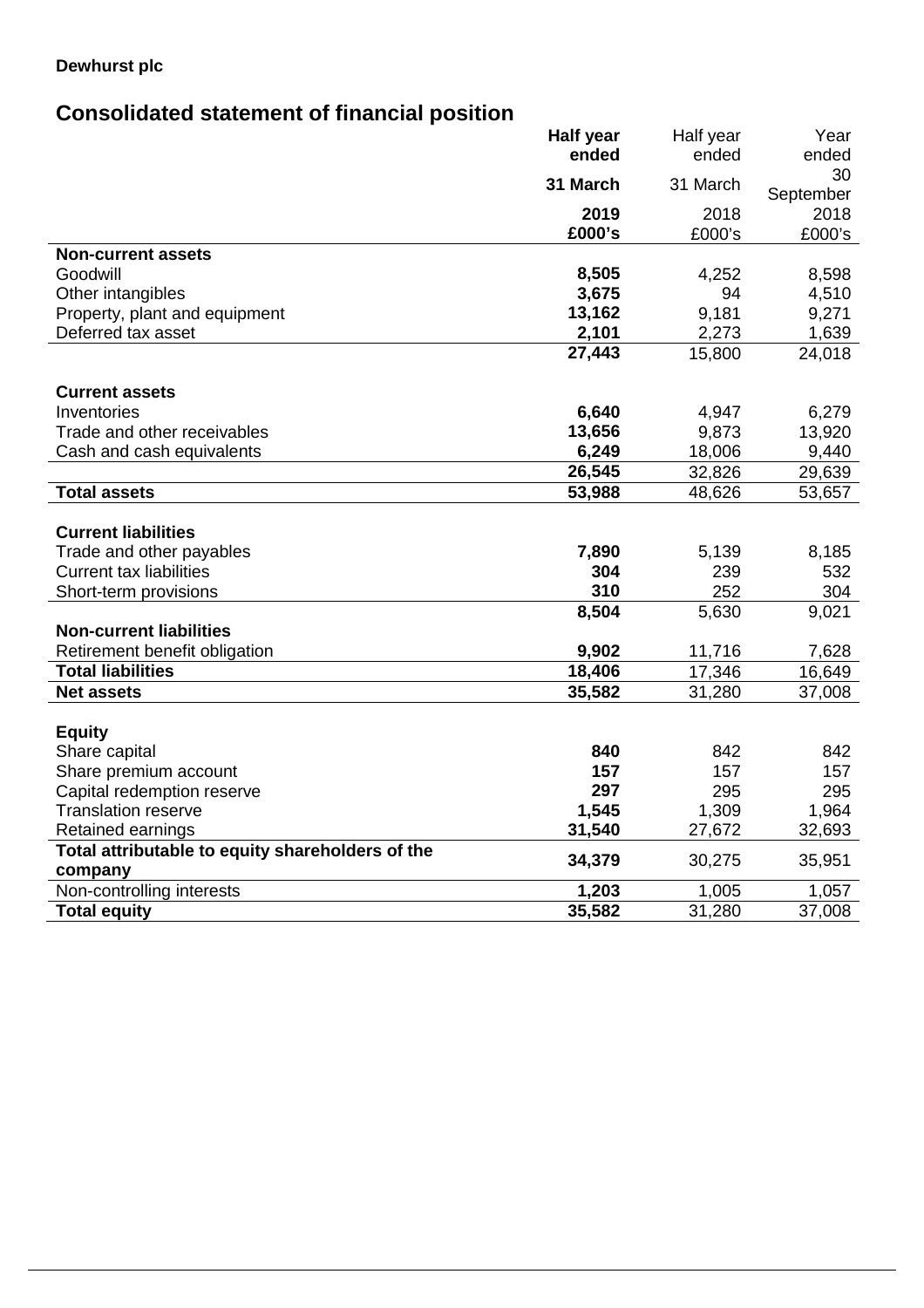**Dewhurst plc**

## Consolidated statement of financial position

| | **Half year ended 31 March 2019 £000's** | Half year ended 31 March 2018 £000's | Year ended 30 September 2018 £000's |
|---|---|---|---|
| **Non-current assets** | | | |
| Goodwill | **8,505** | 4,252 | 8,598 |
| Other intangibles | **3,675** | 94 | 4,510 |
| Property, plant and equipment | **13,162** | 9,181 | 9,271 |
| Deferred tax asset | **2,101** | 2,273 | 1,639 |
| | **27,443** | 15,800 | 24,018 |
| **Current assets** | | | |
| Inventories | **6,640** | 4,947 | 6,279 |
| Trade and other receivables | **13,656** | 9,873 | 13,920 |
| Cash and cash equivalents | **6,249** | 18,006 | 9,440 |
| | **26,545** | 32,826 | 29,639 |
| **Total assets** | **53,988** | 48,626 | 53,657 |
| **Current liabilities** | | | |
| Trade and other payables | **7,890** | 5,139 | 8,185 |
| Current tax liabilities | **304** | 239 | 532 |
| Short-term provisions | **310** | 252 | 304 |
| | **8,504** | 5,630 | 9,021 |
| **Non-current liabilities** | | | |
| Retirement benefit obligation | **9,902** | 11,716 | 7,628 |
| **Total liabilities** | **18,406** | 17,346 | 16,649 |
| **Net assets** | **35,582** | 31,280 | 37,008 |
| **Equity** | | | |
| Share capital | **840** | 842 | 842 |
| Share premium account | **157** | 157 | 157 |
| Capital redemption reserve | **297** | 295 | 295 |
| Translation reserve | **1,545** | 1,309 | 1,964 |
| Retained earnings | **31,540** | 27,672 | 32,693 |
| **Total attributable to equity shareholders of the company** | **34,379** | 30,275 | 35,951 |
| Non-controlling interests | **1,203** | 1,005 | 1,057 |
| **Total equity** | **35,582** | 31,280 | 37,008 |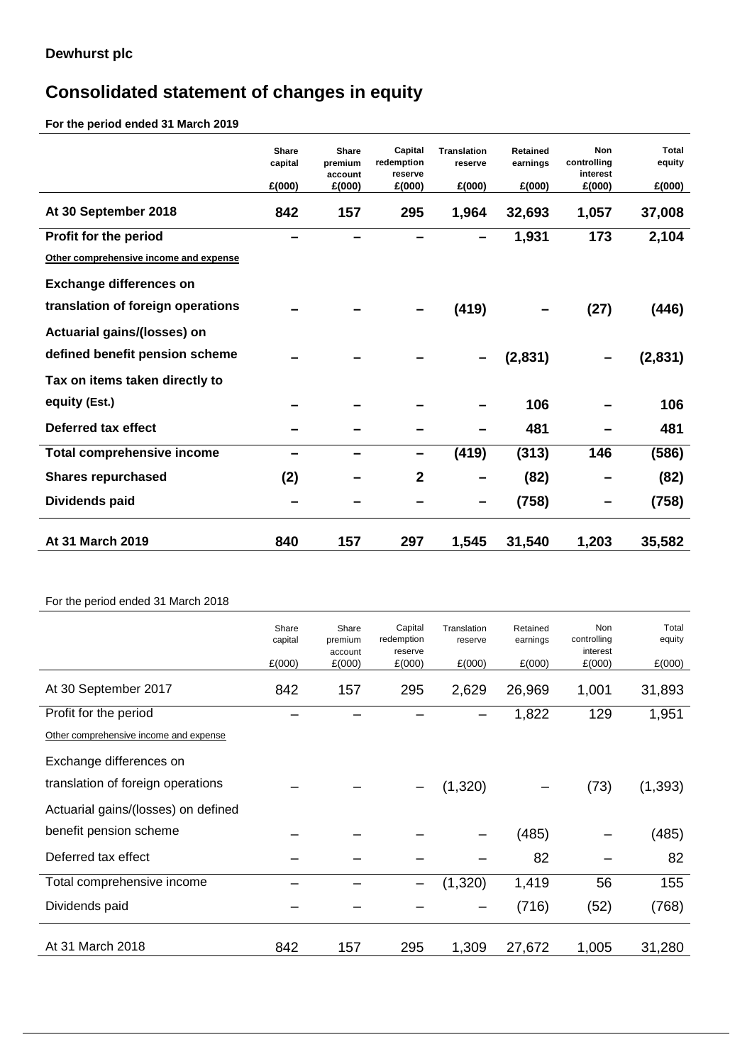**Dewhurst plc**

# Consolidated statement of changes in equity

**For the period ended 31 March 2019**

| | Share capital £(000) | Share premium account £(000) | Capital redemption reserve £(000) | Translation reserve £(000) | Retained earnings £(000) | Non controlling interest £(000) | Total equity £(000) |
|---|---|---|---|---|---|---|---|
| **At 30 September 2018** | **842** | **157** | **295** | **1,964** | **32,693** | **1,057** | **37,008** |
| **Profit for the period** | **–** | **–** | **–** | **–** | **1,931** | **173** | **2,104** |
| Other comprehensive income and expense | | | | | | | |
| **Exchange differences on translation of foreign operations** | **–** | **–** | **–** | **(419)** | **–** | **(27)** | **(446)** |
| **Actuarial gains/(losses) on defined benefit pension scheme** | **–** | **–** | **–** | **–** | **(2,831)** | **–** | **(2,831)** |
| **Tax on items taken directly to equity (Est.)** | **–** | **–** | **–** | **–** | **106** | **–** | **106** |
| **Deferred tax effect** | **–** | **–** | **–** | **–** | **481** | **–** | **481** |
| **Total comprehensive income** | **–** | **–** | **–** | **(419)** | **(313)** | **146** | **(586)** |
| **Shares repurchased** | **(2)** | **–** | **2** | **–** | **(82)** | **–** | **(82)** |
| **Dividends paid** | **–** | **–** | **–** | **–** | **(758)** | **–** | **(758)** |
| **At 31 March 2019** | **840** | **157** | **297** | **1,545** | **31,540** | **1,203** | **35,582** |

For the period ended 31 March 2018

| | Share capital £(000) | Share premium account £(000) | Capital redemption reserve £(000) | Translation reserve £(000) | Retained earnings £(000) | Non controlling interest £(000) | Total equity £(000) |
|---|---|---|---|---|---|---|---|
| At 30 September 2017 | 842 | 157 | 295 | 2,629 | 26,969 | 1,001 | 31,893 |
| Profit for the period | – | – | – | – | 1,822 | 129 | 1,951 |
| Other comprehensive income and expense | | | | | | | |
| Exchange differences on translation of foreign operations | – | – | – | (1,320) | – | (73) | (1,393) |
| Actuarial gains/(losses) on defined benefit pension scheme | – | – | – | – | (485) | – | (485) |
| Deferred tax effect | – | – | – | – | 82 | – | 82 |
| Total comprehensive income | – | – | – | (1,320) | 1,419 | 56 | 155 |
| Dividends paid | – | – | – | – | (716) | (52) | (768) |
| At 31 March 2018 | 842 | 157 | 295 | 1,309 | 27,672 | 1,005 | 31,280 |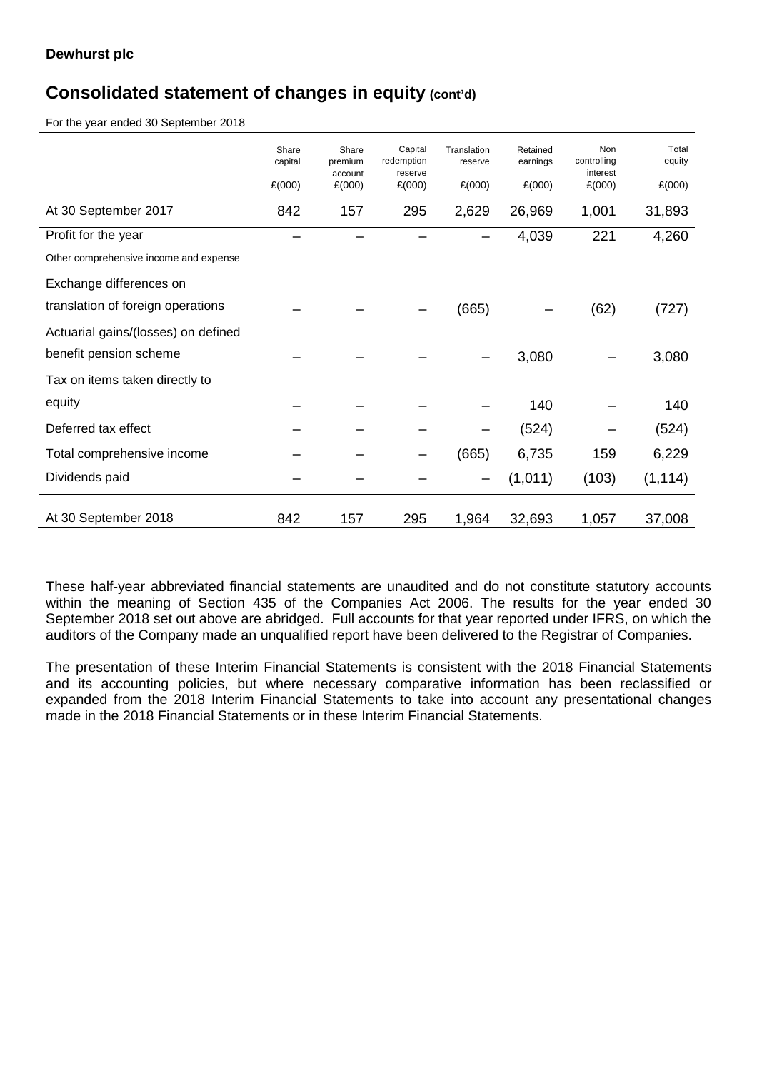**Dewhurst plc**

## Consolidated statement of changes in equity (cont'd)

For the year ended 30 September 2018

| | Share capital £(000) | Share premium account £(000) | Capital redemption reserve £(000) | Translation reserve £(000) | Retained earnings £(000) | Non controlling interest £(000) | Total equity £(000) |
|---|---|---|---|---|---|---|---|
| At 30 September 2017 | 842 | 157 | 295 | 2,629 | 26,969 | 1,001 | 31,893 |
| Profit for the year | – | – | – | – | 4,039 | 221 | 4,260 |
| Other comprehensive income and expense | | | | | | | |
| Exchange differences on translation of foreign operations | – | – | – | (665) | – | (62) | (727) |
| Actuarial gains/(losses) on defined benefit pension scheme | – | – | – | – | 3,080 | – | 3,080 |
| Tax on items taken directly to equity | – | – | – | – | 140 | – | 140 |
| Deferred tax effect | – | – | – | – | (524) | – | (524) |
| Total comprehensive income | – | – | – | (665) | 6,735 | 159 | 6,229 |
| Dividends paid | – | – | – | – | (1,011) | (103) | (1,114) |
| At 30 September 2018 | 842 | 157 | 295 | 1,964 | 32,693 | 1,057 | 37,008 |

These half-year abbreviated financial statements are unaudited and do not constitute statutory accounts within the meaning of Section 435 of the Companies Act 2006. The results for the year ended 30 September 2018 set out above are abridged. Full accounts for that year reported under IFRS, on which the auditors of the Company made an unqualified report have been delivered to the Registrar of Companies.

The presentation of these Interim Financial Statements is consistent with the 2018 Financial Statements and its accounting policies, but where necessary comparative information has been reclassified or expanded from the 2018 Interim Financial Statements to take into account any presentational changes made in the 2018 Financial Statements or in these Interim Financial Statements.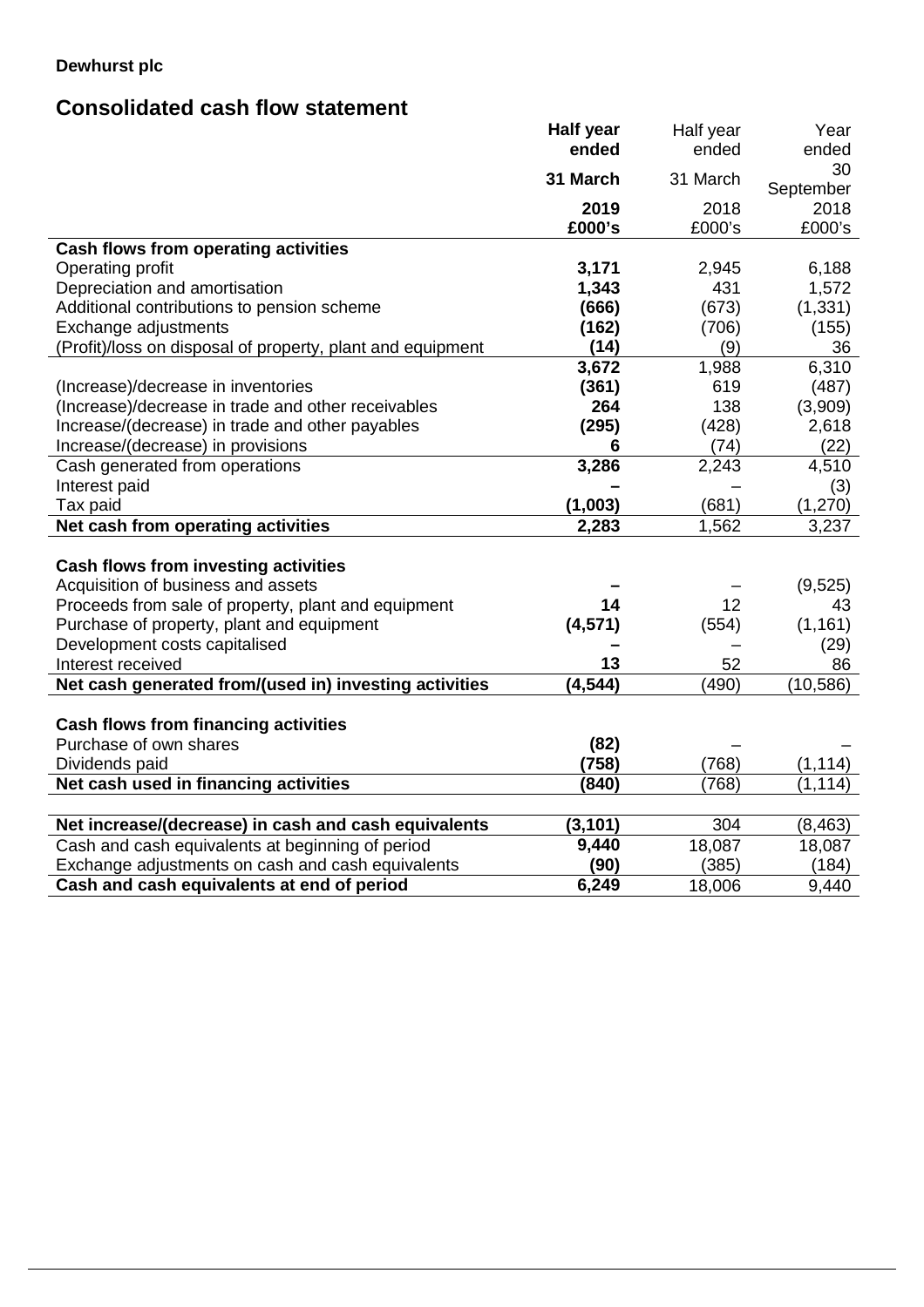**Dewhurst plc**

## Consolidated cash flow statement

| | **Half year ended 31 March 2019 £000's** | Half year ended 31 March 2018 £000's | Year ended 30 September 2018 £000's |
|---|---|---|---|
| **Cash flows from operating activities** | | | |
| Operating profit | **3,171** | 2,945 | 6,188 |
| Depreciation and amortisation | **1,343** | 431 | 1,572 |
| Additional contributions to pension scheme | **(666)** | (673) | (1,331) |
| Exchange adjustments | **(162)** | (706) | (155) |
| (Profit)/loss on disposal of property, plant and equipment | **(14)** | (9) | 36 |
| | **3,672** | 1,988 | 6,310 |
| (Increase)/decrease in inventories | **(361)** | 619 | (487) |
| (Increase)/decrease in trade and other receivables | **264** | 138 | (3,909) |
| Increase/(decrease) in trade and other payables | **(295)** | (428) | 2,618 |
| Increase/(decrease) in provisions | **6** | (74) | (22) |
| Cash generated from operations | **3,286** | 2,243 | 4,510 |
| Interest paid | **–** | – | (3) |
| Tax paid | **(1,003)** | (681) | (1,270) |
| **Net cash from operating activities** | **2,283** | 1,562 | 3,237 |
| | | | |
| **Cash flows from investing activities** | | | |
| Acquisition of business and assets | **–** | – | (9,525) |
| Proceeds from sale of property, plant and equipment | **14** | 12 | 43 |
| Purchase of property, plant and equipment | **(4,571)** | (554) | (1,161) |
| Development costs capitalised | **–** | – | (29) |
| Interest received | **13** | 52 | 86 |
| **Net cash generated from/(used in) investing activities** | **(4,544)** | (490) | (10,586) |
| | | | |
| **Cash flows from financing activities** | | | |
| Purchase of own shares | **(82)** | – | – |
| Dividends paid | **(758)** | (768) | (1,114) |
| **Net cash used in financing activities** | **(840)** | (768) | (1,114) |
| | | | |
| **Net increase/(decrease) in cash and cash equivalents** | **(3,101)** | 304 | (8,463) |
| Cash and cash equivalents at beginning of period | **9,440** | 18,087 | 18,087 |
| Exchange adjustments on cash and cash equivalents | **(90)** | (385) | (184) |
| **Cash and cash equivalents at end of period** | **6,249** | 18,006 | 9,440 |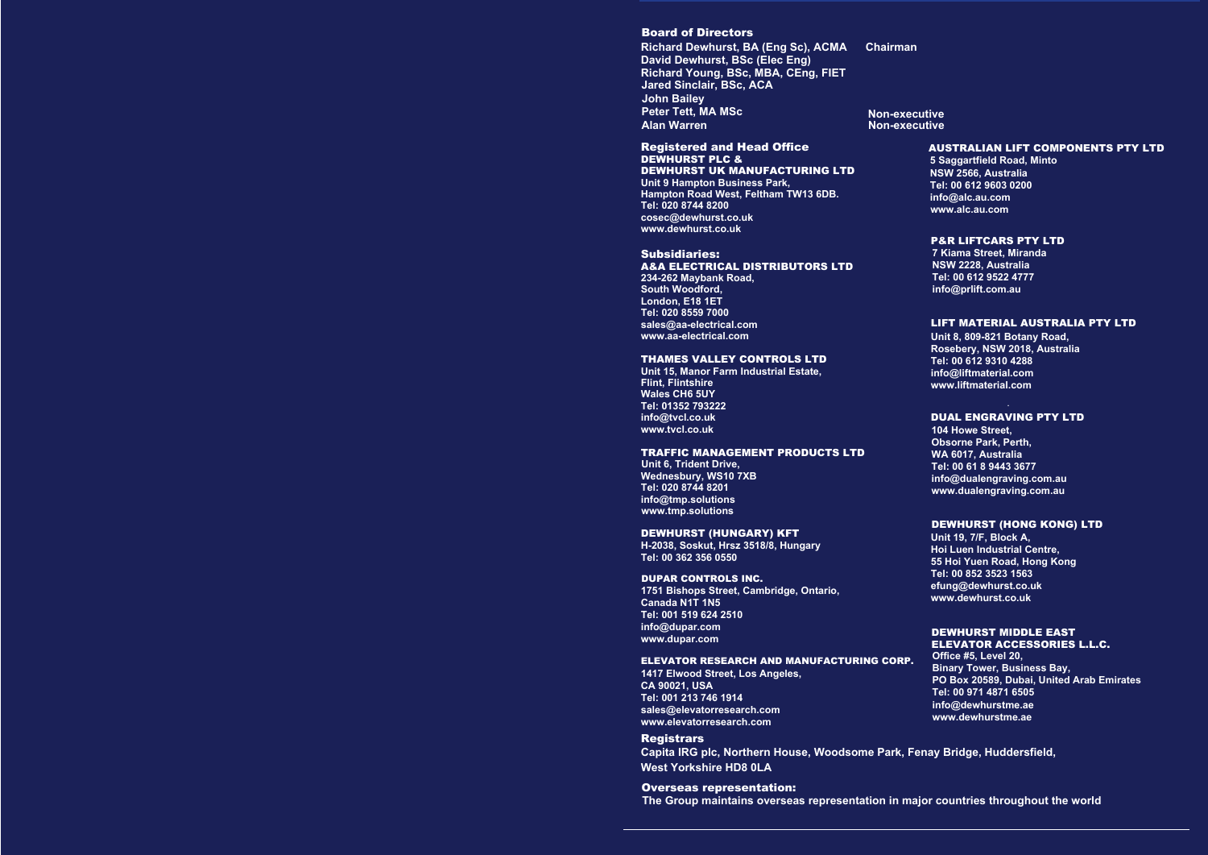## Board of Directors

**Richard Dewhurst, BA (Eng Sc), ACMA** Chairman
**David Dewhurst, BSc (Elec Eng)**
**Richard Young, BSc, MBA, CEng, FIET**
**Jared Sinclair, BSc, ACA**
**John Bailey**
**Peter Tett, MA MSc** Non-executive
**Alan Warren** Non-executive

## Registered and Head Office

**DEWHURST PLC &**
**DEWHURST UK MANUFACTURING LTD**
Unit 9 Hampton Business Park,
Hampton Road West, Feltham TW13 6DB.
Tel: 020 8744 8200
cosec@dewhurst.co.uk
www.dewhurst.co.uk

## Subsidiaries:

**A&A ELECTRICAL DISTRIBUTORS LTD**
234-262 Maybank Road,
South Woodford,
London, E18 1ET
Tel: 020 8559 7000
sales@aa-electrical.com
www.aa-electrical.com

**THAMES VALLEY CONTROLS LTD**
Unit 15, Manor Farm Industrial Estate,
Flint, Flintshire
Wales CH6 5UY
Tel: 01352 793222
info@tvcl.co.uk
www.tvcl.co.uk

**TRAFFIC MANAGEMENT PRODUCTS LTD**
Unit 6, Trident Drive,
Wednesbury, WS10 7XB
Tel: 020 8744 8201
info@tmp.solutions
www.tmp.solutions

**DEWHURST (HUNGARY) KFT**
H-2038, Soskut, Hrsz 3518/8, Hungary
Tel: 00 362 356 0550

**DUPAR CONTROLS INC.**
1751 Bishops Street, Cambridge, Ontario,
Canada N1T 1N5
Tel: 001 519 624 2510
info@dupar.com
www.dupar.com

**ELEVATOR RESEARCH AND MANUFACTURING CORP.**
1417 Elwood Street, Los Angeles,
CA 90021, USA
Tel: 001 213 746 1914
sales@elevatorresearch.com
www.elevatorresearch.com

**AUSTRALIAN LIFT COMPONENTS PTY LTD**
5 Saggartfield Road, Minto
NSW 2566, Australia
Tel: 00 612 9603 0200
info@alc.au.com
www.alc.au.com

**P&R LIFTCARS PTY LTD**
7 Kiama Street, Miranda
NSW 2228, Australia
Tel: 00 612 9522 4777
info@prlift.com.au

**LIFT MATERIAL AUSTRALIA PTY LTD**
Unit 8, 809-821 Botany Road,
Rosebery, NSW 2018, Australia
Tel: 00 612 9310 4288
info@liftmaterial.com
www.liftmaterial.com

**DUAL ENGRAVING PTY LTD**
104 Howe Street,
Obsorne Park, Perth,
WA 6017, Australia
Tel: 00 61 8 9443 3677
info@dualengraving.com.au
www.dualengraving.com.au

**DEWHURST (HONG KONG) LTD**
Unit 19, 7/F, Block A,
Hoi Luen Industrial Centre,
55 Hoi Yuen Road, Hong Kong
Tel: 00 852 3523 1563
efung@dewhurst.co.uk
www.dewhurst.co.uk

**DEWHURST MIDDLE EAST**
**ELEVATOR ACCESSORIES L.L.C.**
Office #5, Level 20,
Binary Tower, Business Bay,
PO Box 20589, Dubai, United Arab Emirates
Tel: 00 971 4871 6505
info@dewhurstme.ae
www.dewhurstme.ae

## Registrars

Capita IRG plc, Northern House, Woodsome Park, Fenay Bridge, Huddersfield,
West Yorkshire HD8 0LA

## Overseas representation:

The Group maintains overseas representation in major countries throughout the world